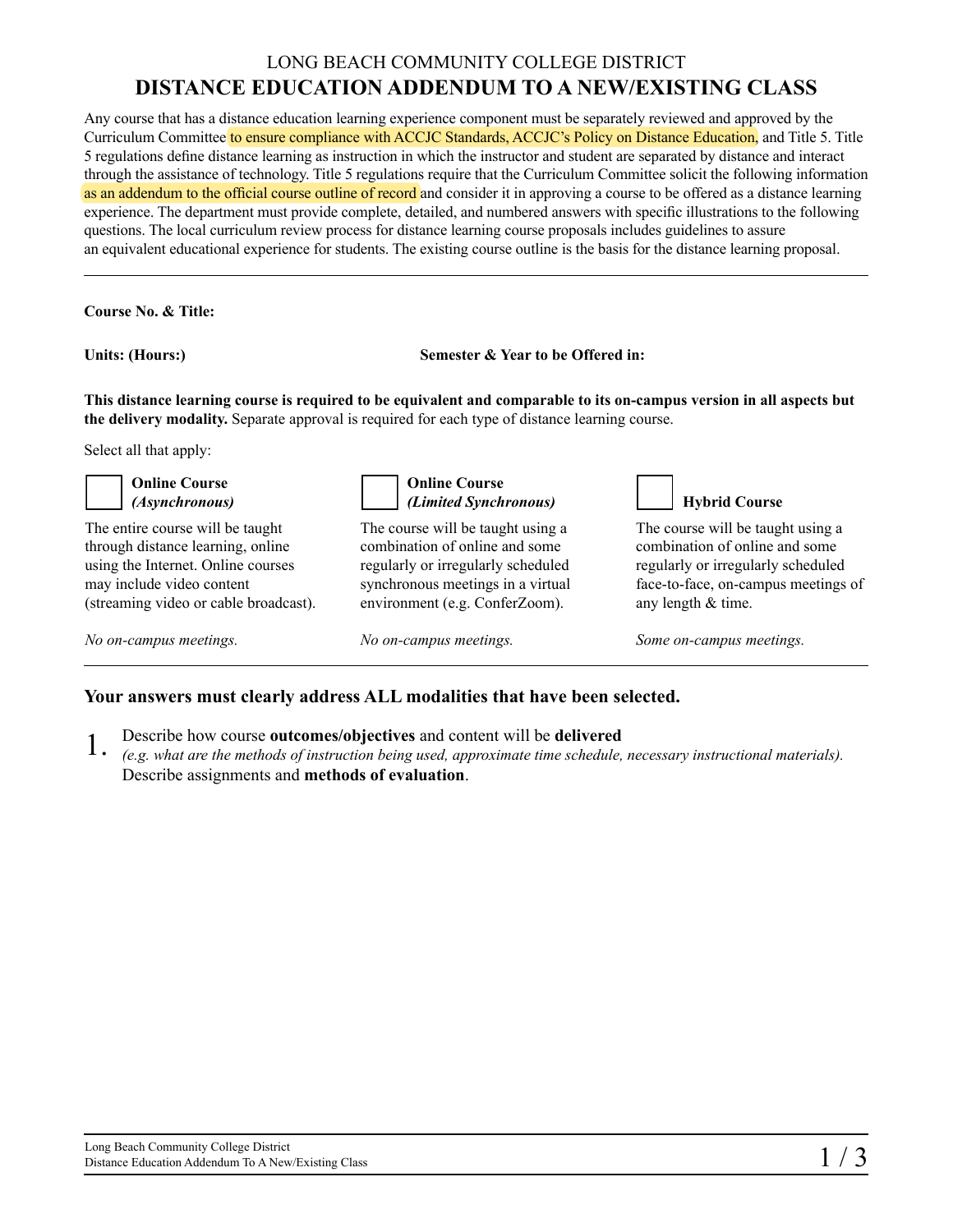LONG BEACH COMMUNITY COLLEGE DISTRICT

# DISTANCE EDUCATION ADDENDUM TO A NEW/EXISTING CLASS

Any course that has a distance education learning experience component must be separately reviewed and approved by the Curriculum Committee to ensure compliance with ACCJC Standards, ACCJC's Policy on Distance Education, and Title 5. Title 5 regulations define distance learning as instruction in which the instructor and student are separated by distance and interact through the assistance of technology. Title 5 regulations require that the Curriculum Committee solicit the following information as an addendum to the official course outline of record and consider it in approving a course to be offered as a distance learning experience. The department must provide complete, detailed, and numbered answers with specific illustrations to the following questions. The local curriculum review process for distance learning course proposals includes guidelines to assure an equivalent educational experience for students. The existing course outline is the basis for the distance learning proposal.

---

**Course No. & Title:**

**Units: (Hours:)** **Semester & Year to be Offered in:**

**This distance learning course is required to be equivalent and comparable to its on-campus version in all aspects but the delivery modality.** Separate approval is required for each type of distance learning course.

Select all that apply:

☐ **Online Course *(Asynchronous)***

The entire course will be taught through distance learning, online using the Internet. Online courses may include video content (streaming video or cable broadcast).

*No on-campus meetings.*

☐ **Online Course *(Limited Synchronous)***

The course will be taught using a combination of online and some regularly or irregularly scheduled synchronous meetings in a virtual environment (e.g. ConferZoom).

*No on-campus meetings.*

☐ **Hybrid Course**

The course will be taught using a combination of online and some regularly or irregularly scheduled face-to-face, on-campus meetings of any length & time.

*Some on-campus meetings.*

---

**Your answers must clearly address ALL modalities that have been selected.**

1. Describe how course **outcomes/objectives** and content will be **delivered** *(e.g. what are the methods of instruction being used, approximate time schedule, necessary instructional materials).* Describe assignments and **methods of evaluation**.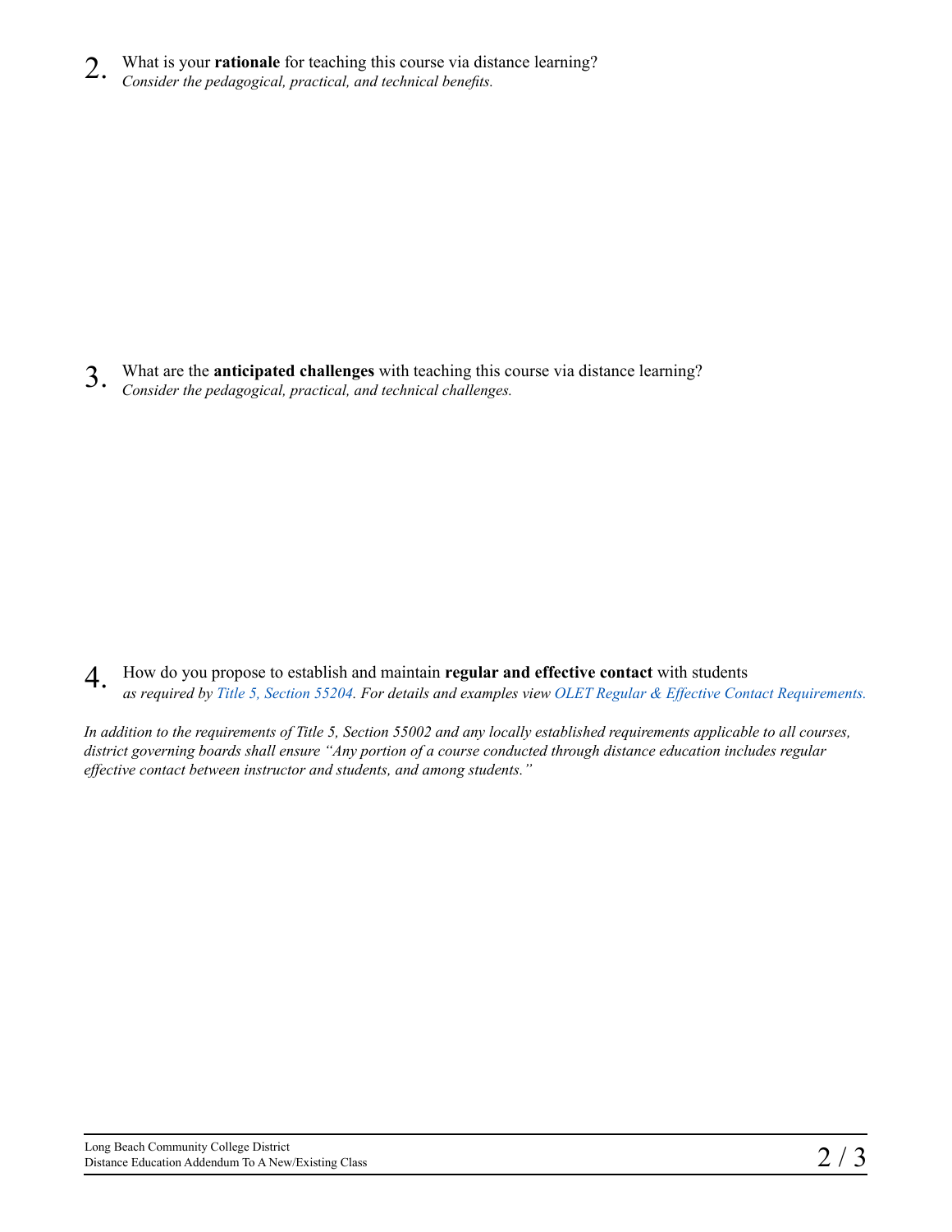2. What is your **rationale** for teaching this course via distance learning?
   *Consider the pedagogical, practical, and technical benefits.*

3. What are the **anticipated challenges** with teaching this course via distance learning?
   *Consider the pedagogical, practical, and technical challenges.*

4. How do you propose to establish and maintain **regular and effective contact** with students
   *as required by Title 5, Section 55204. For details and examples view OLET Regular & Effective Contact Requirements.*

*In addition to the requirements of Title 5, Section 55002 and any locally established requirements applicable to all courses, district governing boards shall ensure "Any portion of a course conducted through distance education includes regular effective contact between instructor and students, and among students."*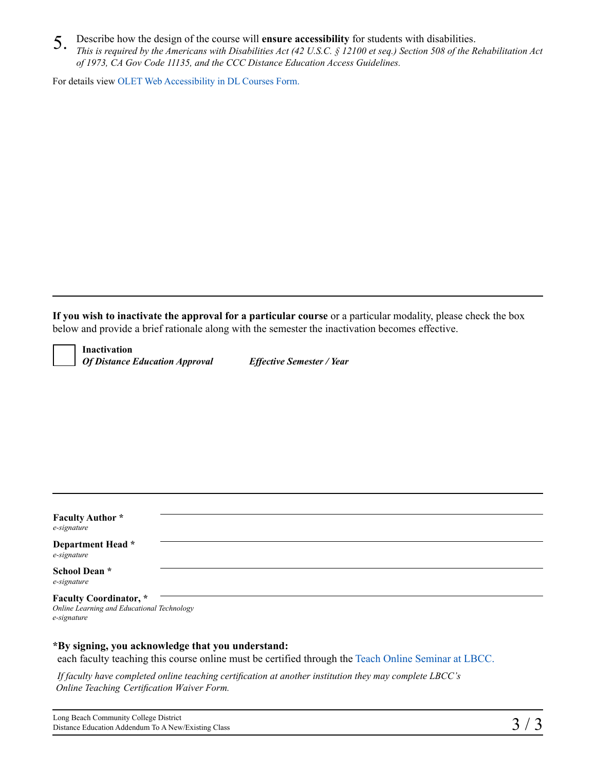5. Describe how the design of the course will **ensure accessibility** for students with disabilities.
*This is required by the Americans with Disabilities Act (42 U.S.C. § 12100 et seq.) Section 508 of the Rehabilitation Act of 1973, CA Gov Code 11135, and the CCC Distance Education Access Guidelines.*

For details view OLET Web Accessibility in DL Courses Form.

---

**If you wish to inactivate the approval for a particular course** or a particular modality, please check the box below and provide a brief rationale along with the semester the inactivation becomes effective.

☐ **Inactivation**
***Of Distance Education Approval*** ***Effective Semester / Year***

---

**Faculty Author \***
*e-signature*

**Department Head \***
*e-signature*

**School Dean \***
*e-signature*

**Faculty Coordinator, \***
*Online Learning and Educational Technology*
*e-signature*

**\*By signing, you acknowledge that you understand:**
each faculty teaching this course online must be certified through the Teach Online Seminar at LBCC.

*If faculty have completed online teaching certification at another institution they may complete LBCC's Online Teaching Certification Waiver Form.*